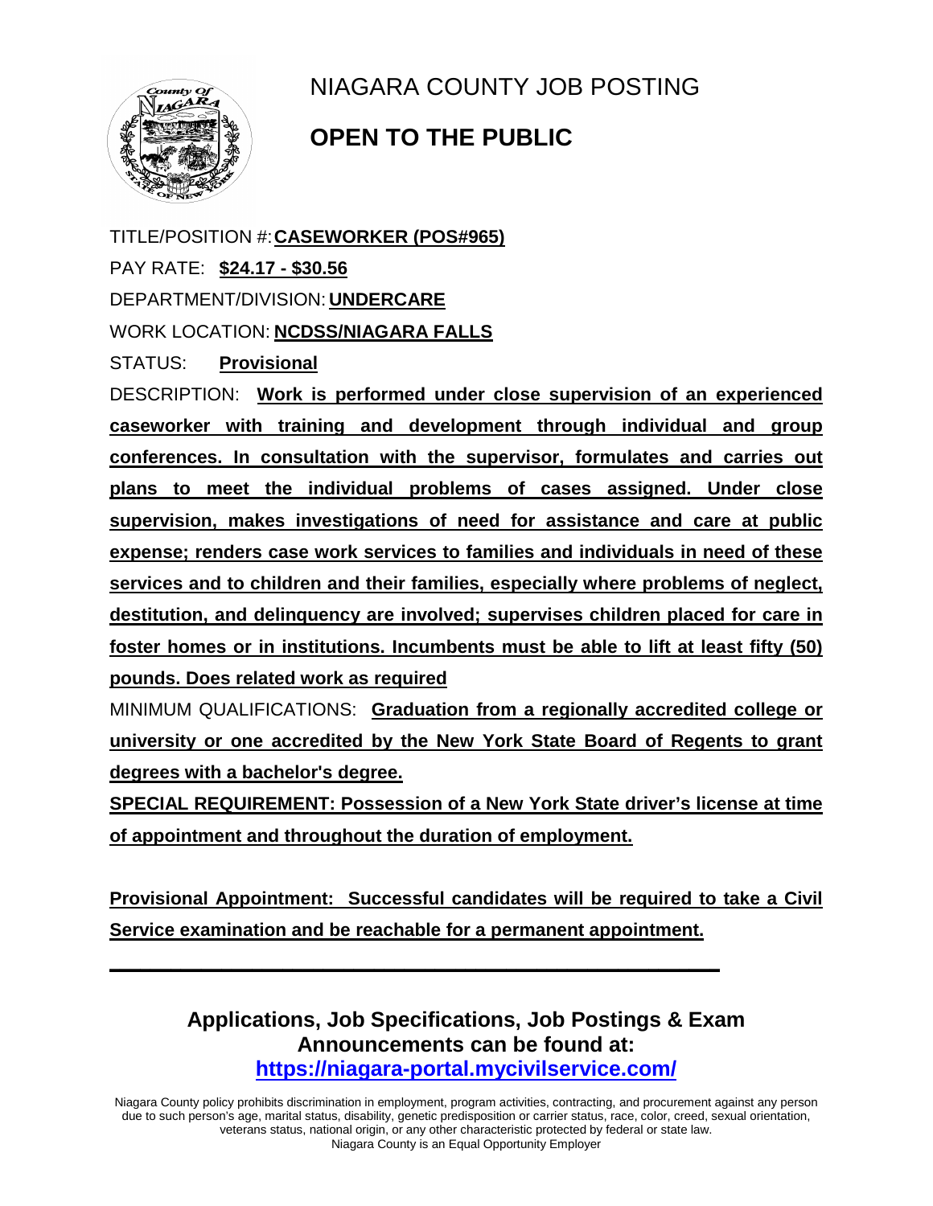# NIAGARA COUNTY JOB POSTING

## OPEN TO THE PUBLIC

TITLE/POSITION #: **CASEWORKER (POS#965)**

PAY RATE: **$24.17 - $30.56**

DEPARTMENT/DIVISION: **UNDERCARE**

WORK LOCATION: **NCDSS/NIAGARA FALLS**

STATUS: **Provisional**

DESCRIPTION: **Work is performed under close supervision of an experienced caseworker with training and development through individual and group conferences. In consultation with the supervisor, formulates and carries out plans to meet the individual problems of cases assigned. Under close supervision, makes investigations of need for assistance and care at public expense; renders case work services to families and individuals in need of these services and to children and their families, especially where problems of neglect, destitution, and delinquency are involved; supervises children placed for care in foster homes or in institutions. Incumbents must be able to lift at least fifty (50) pounds. Does related work as required**

MINIMUM QUALIFICATIONS: **Graduation from a regionally accredited college or university or one accredited by the New York State Board of Regents to grant degrees with a bachelor's degree.**

**SPECIAL REQUIREMENT: Possession of a New York State driver's license at time of appointment and throughout the duration of employment.**

**Provisional Appointment: Successful candidates will be required to take a Civil Service examination and be reachable for a permanent appointment.**

---

**Applications, Job Specifications, Job Postings & Exam Announcements can be found at:**
**https://niagara-portal.mycivilservice.com/**

Niagara County policy prohibits discrimination in employment, program activities, contracting, and procurement against any person due to such person's age, marital status, disability, genetic predisposition or carrier status, race, color, creed, sexual orientation, veterans status, national origin, or any other characteristic protected by federal or state law.
Niagara County is an Equal Opportunity Employer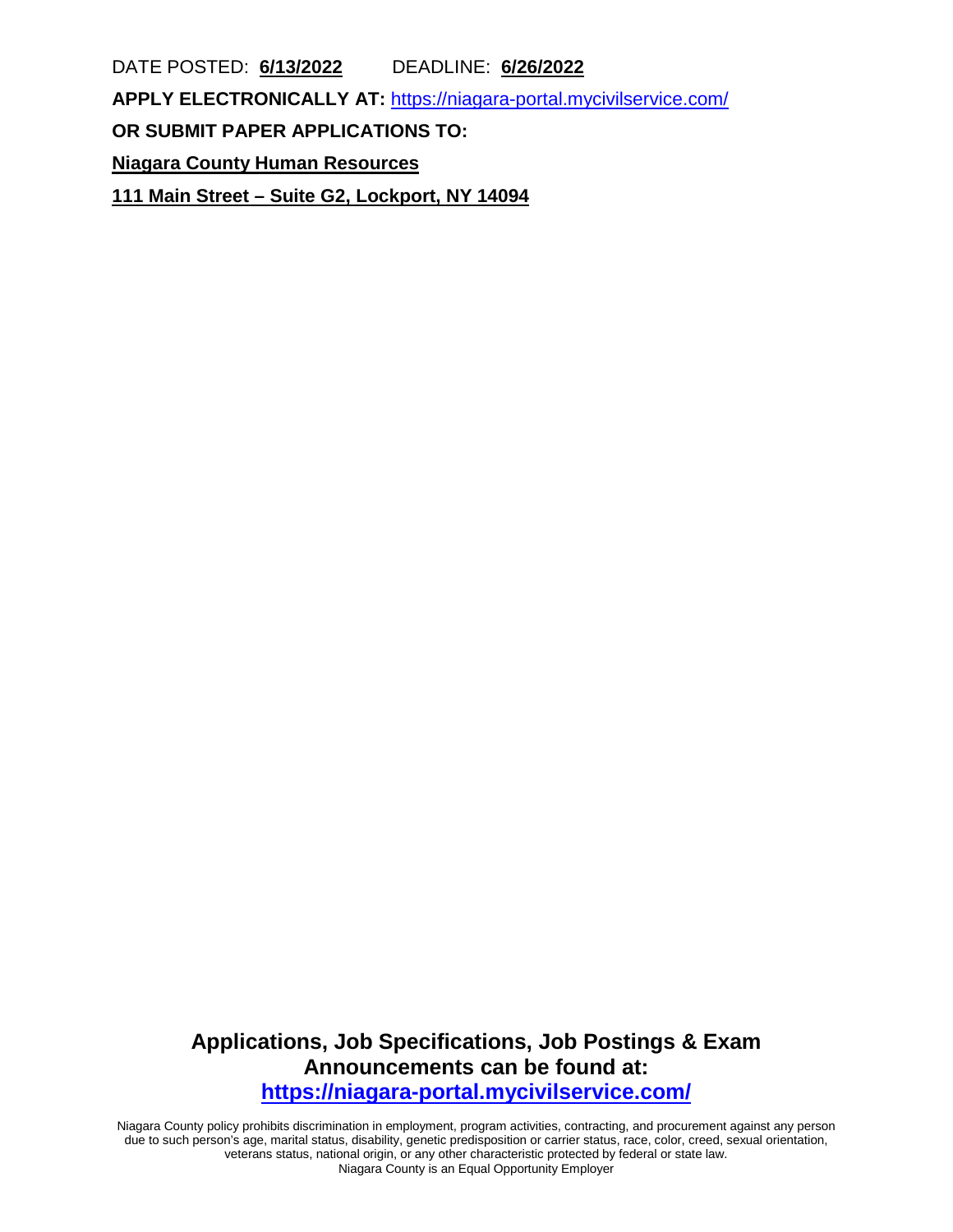DATE POSTED: **6/13/2022** DEADLINE: **6/26/2022**

**APPLY ELECTRONICALLY AT:** https://niagara-portal.mycivilservice.com/

**OR SUBMIT PAPER APPLICATIONS TO:**

**Niagara County Human Resources**

**111 Main Street – Suite G2, Lockport, NY 14094**

**Applications, Job Specifications, Job Postings & Exam Announcements can be found at:**
**https://niagara-portal.mycivilservice.com/**

Niagara County policy prohibits discrimination in employment, program activities, contracting, and procurement against any person due to such person's age, marital status, disability, genetic predisposition or carrier status, race, color, creed, sexual orientation, veterans status, national origin, or any other characteristic protected by federal or state law.
Niagara County is an Equal Opportunity Employer